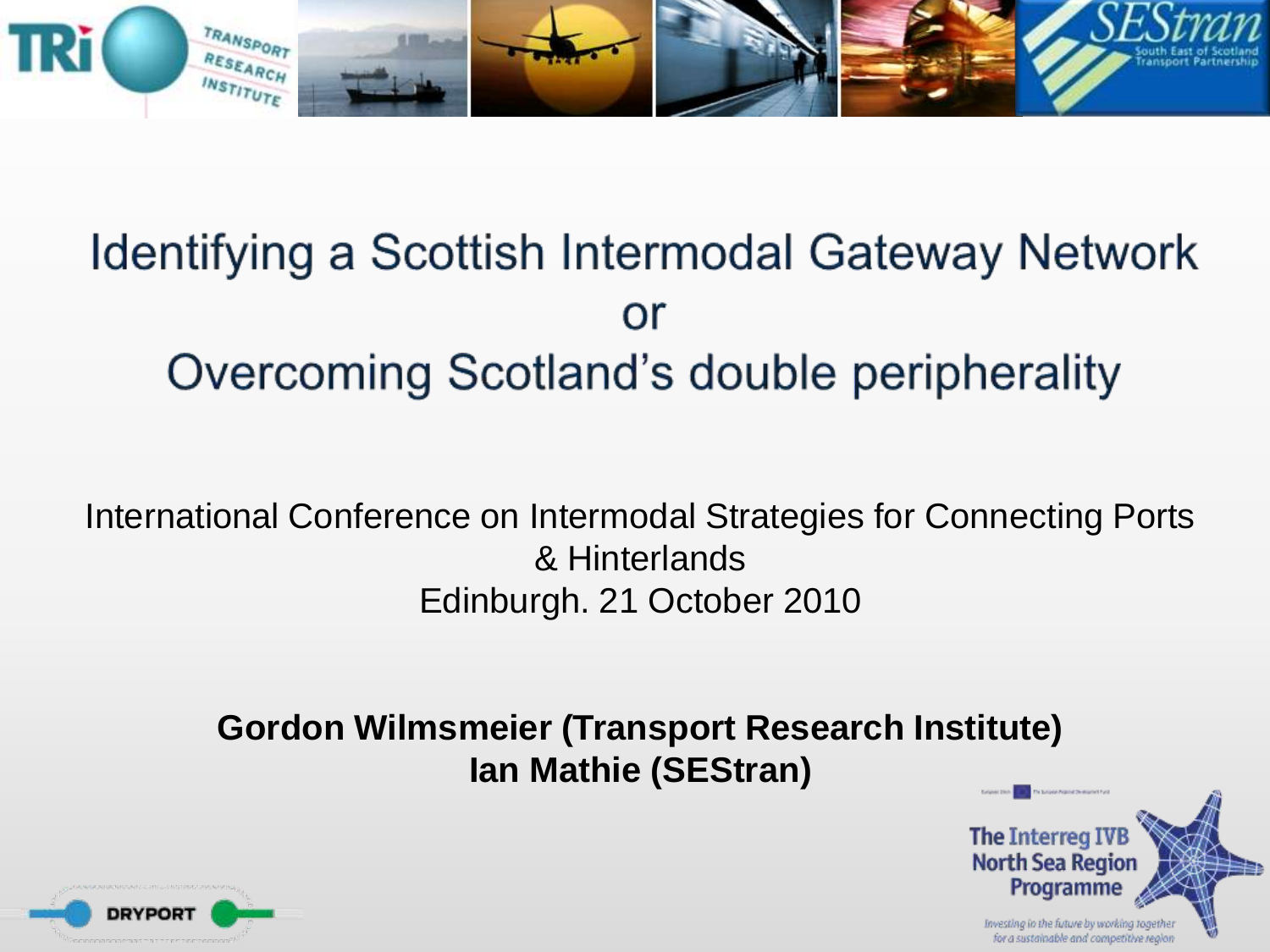# Identifying a Scottish Intermodal Gateway Network
# or
# Overcoming Scotland's double peripherality

International Conference on Intermodal Strategies for Connecting Ports & Hinterlands
Edinburgh. 21 October 2010

**Gordon Wilmsmeier (Transport Research Institute)**
**Ian Mathie (SEStran)**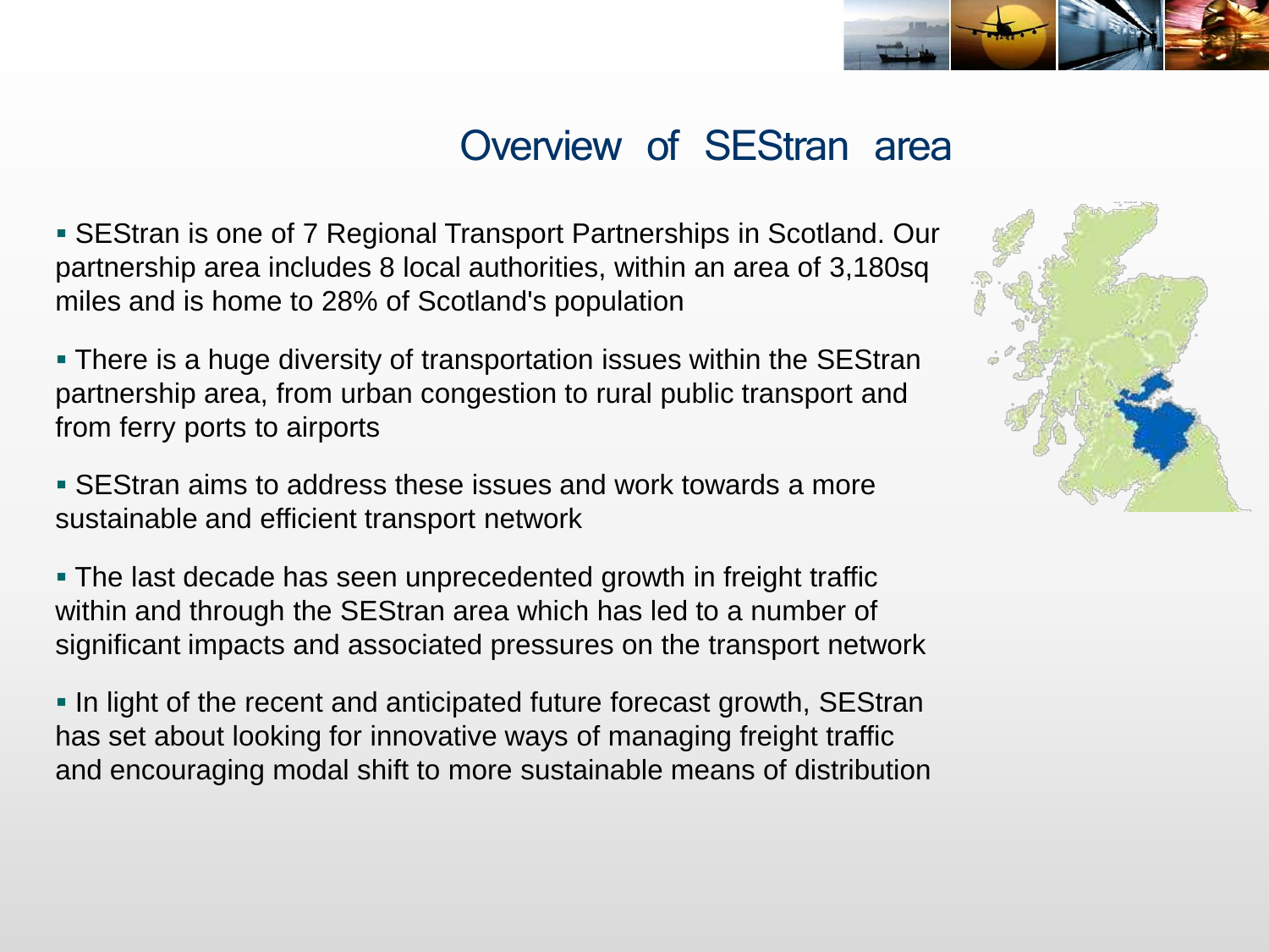## Overview of SEStran area

- SEStran is one of 7 Regional Transport Partnerships in Scotland. Our partnership area includes 8 local authorities, within an area of 3,180sq miles and is home to 28% of Scotland's population
- There is a huge diversity of transportation issues within the SEStran partnership area, from urban congestion to rural public transport and from ferry ports to airports
- SEStran aims to address these issues and work towards a more sustainable and efficient transport network
- The last decade has seen unprecedented growth in freight traffic within and through the SEStran area which has led to a number of significant impacts and associated pressures on the transport network
- In light of the recent and anticipated future forecast growth, SEStran has set about looking for innovative ways of managing freight traffic and encouraging modal shift to more sustainable means of distribution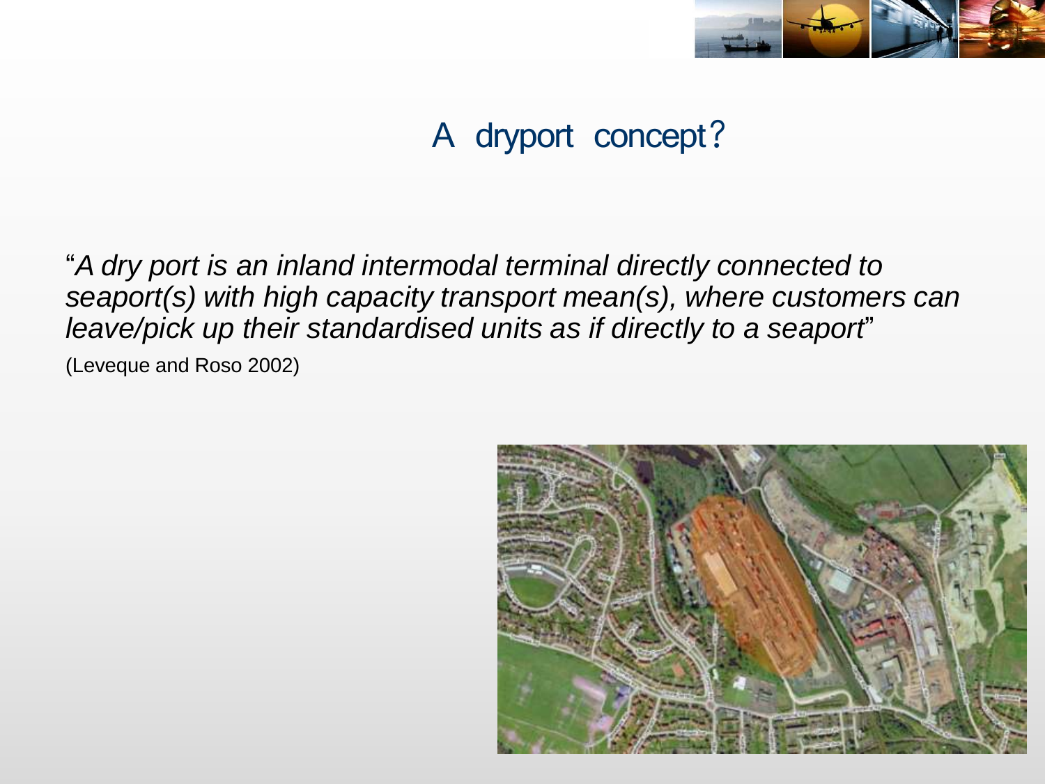# A dryport concept?

"*A dry port is an inland intermodal terminal directly connected to seaport(s) with high capacity transport mean(s), where customers can leave/pick up their standardised units as if directly to a seaport*"

(Leveque and Roso 2002)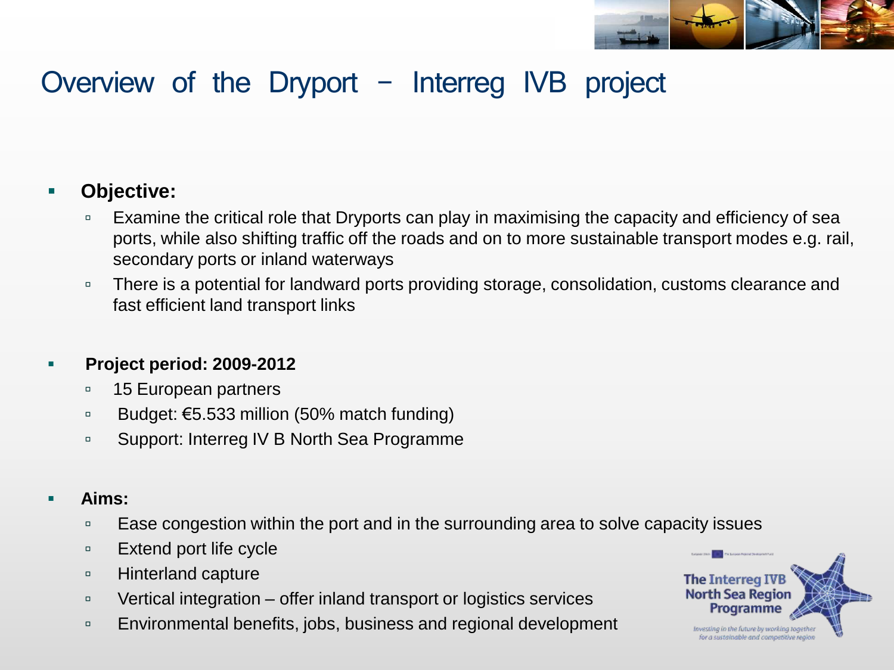# Overview of the Dryport – Interreg IVB project

- **Objective:**
  - Examine the critical role that Dryports can play in maximising the capacity and efficiency of sea ports, while also shifting traffic off the roads and on to more sustainable transport modes e.g. rail, secondary ports or inland waterways
  - There is a potential for landward ports providing storage, consolidation, customs clearance and fast efficient land transport links

- **Project period: 2009-2012**
  - 15 European partners
  - Budget: €5.533 million (50% match funding)
  - Support: Interreg IV B North Sea Programme

- **Aims:**
  - Ease congestion within the port and in the surrounding area to solve capacity issues
  - Extend port life cycle
  - Hinterland capture
  - Vertical integration – offer inland transport or logistics services
  - Environmental benefits, jobs, business and regional development

The Interreg IVB North Sea Region Programme

*Investing in the future by working together for a sustainable and competitive region*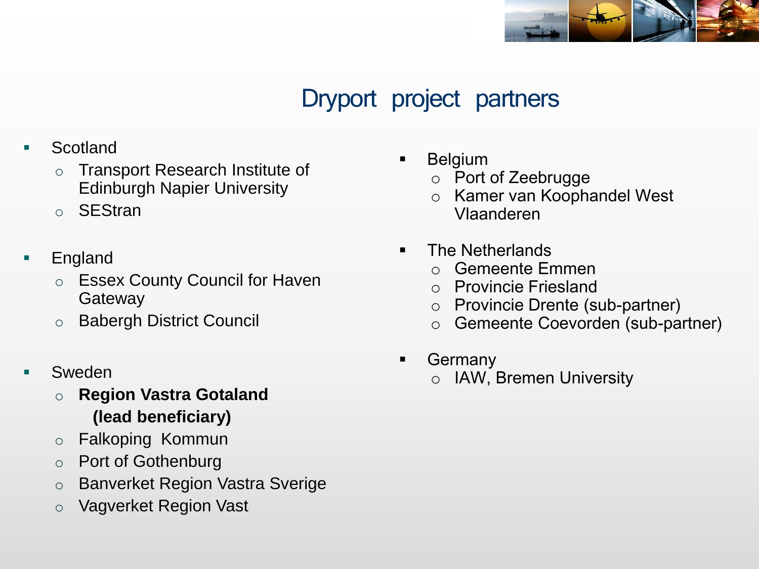# Dryport project partners

- Scotland
  - Transport Research Institute of Edinburgh Napier University
  - SEStran

- England
  - Essex County Council for Haven Gateway
  - Babergh District Council

- Sweden
  - **Region Vastra Gotaland (lead beneficiary)**
  - Falkoping Kommun
  - Port of Gothenburg
  - Banverket Region Vastra Sverige
  - Vagverket Region Vast

- Belgium
  - Port of Zeebrugge
  - Kamer van Koophandel West Vlaanderen

- The Netherlands
  - Gemeente Emmen
  - Provincie Friesland
  - Provincie Drente (sub-partner)
  - Gemeente Coevorden (sub-partner)

- Germany
  - IAW, Bremen University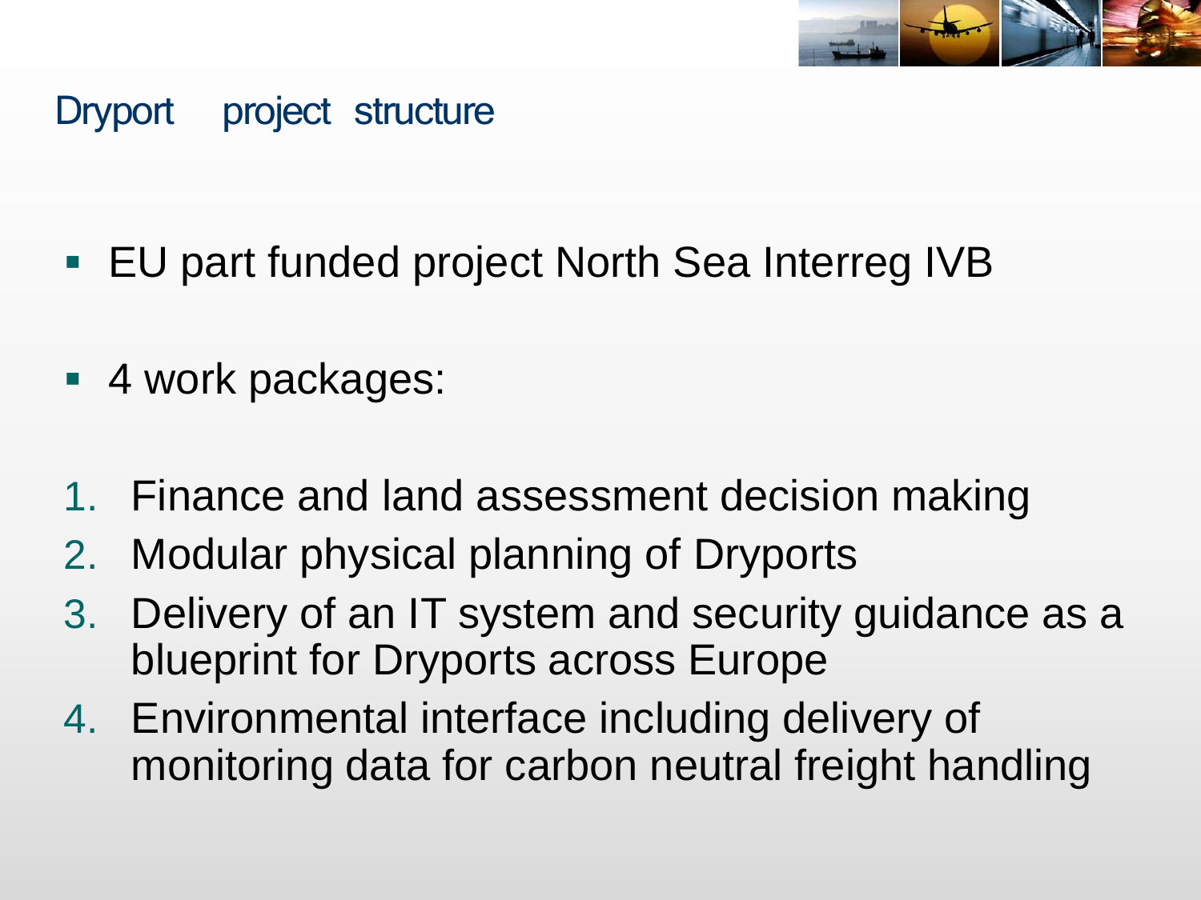## Dryport project structure

- EU part funded project North Sea Interreg IVB
- 4 work packages:

1. Finance and land assessment decision making
2. Modular physical planning of Dryports
3. Delivery of an IT system and security guidance as a blueprint for Dryports across Europe
4. Environmental interface including delivery of monitoring data for carbon neutral freight handling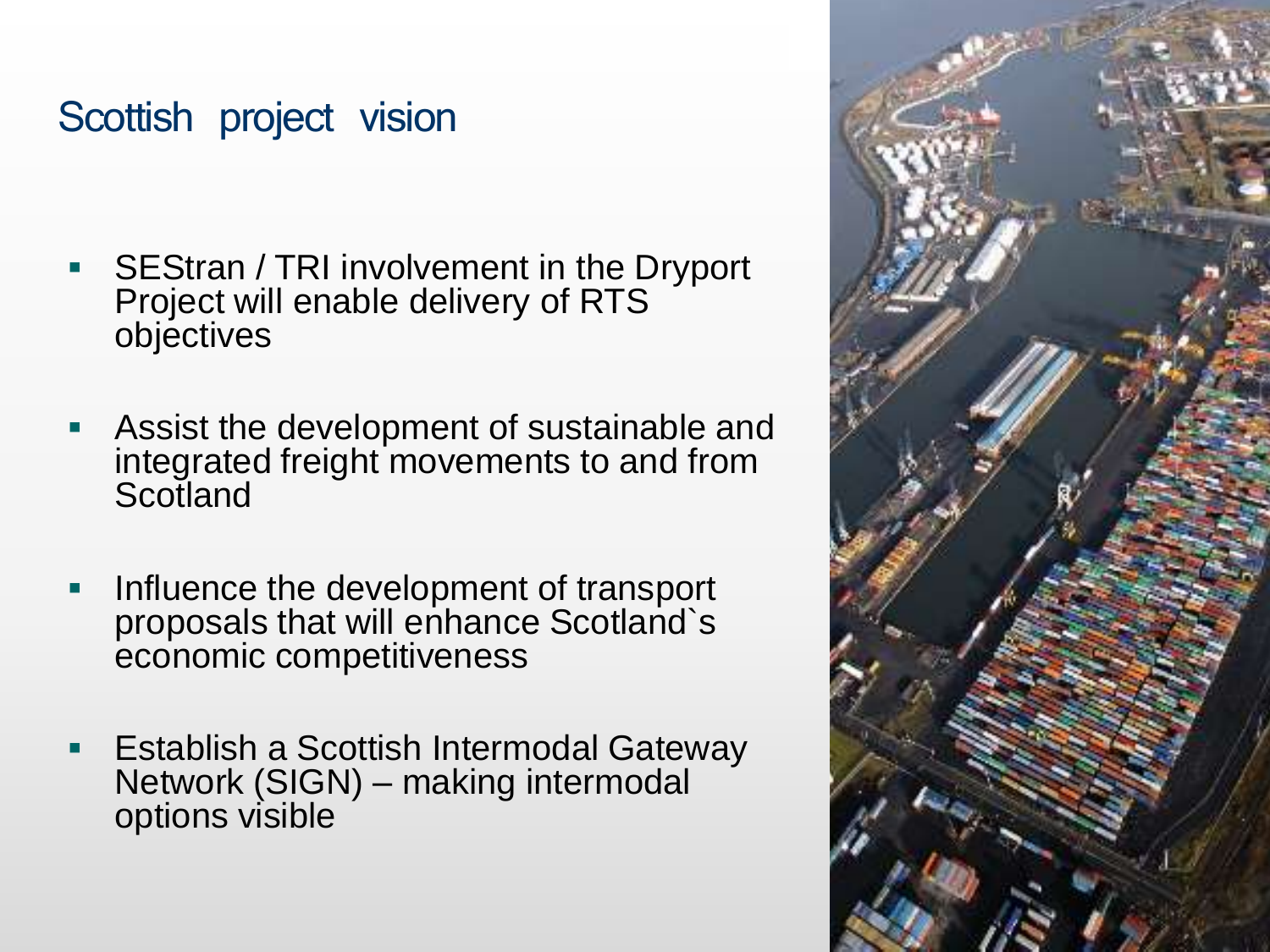# Scottish project vision

- SEStran / TRI involvement in the Dryport Project will enable delivery of RTS objectives
- Assist the development of sustainable and integrated freight movements to and from Scotland
- Influence the development of transport proposals that will enhance Scotland`s economic competitiveness
- Establish a Scottish Intermodal Gateway Network (SIGN) – making intermodal options visible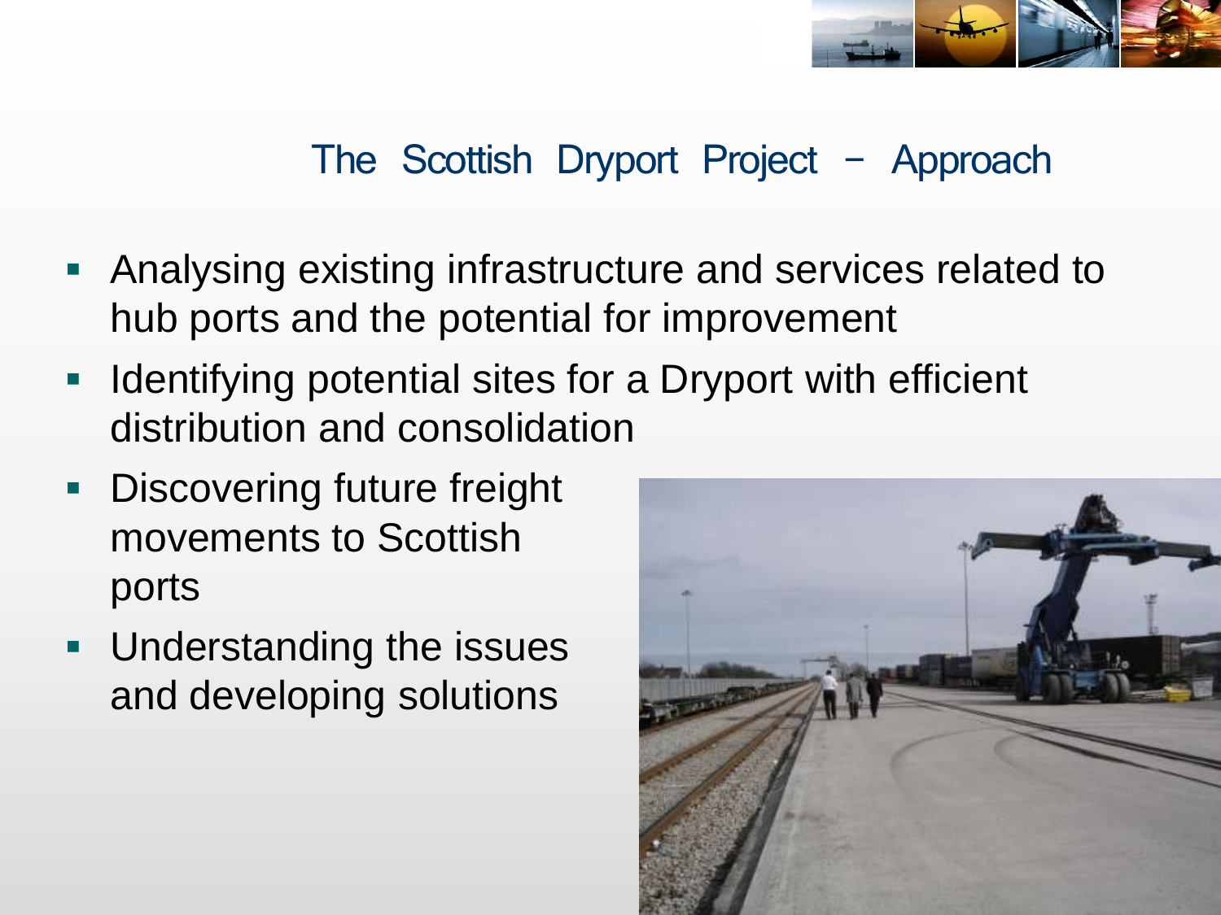## The Scottish Dryport Project – Approach

- Analysing existing infrastructure and services related to hub ports and the potential for improvement
- Identifying potential sites for a Dryport with efficient distribution and consolidation
- Discovering future freight movements to Scottish ports
- Understanding the issues and developing solutions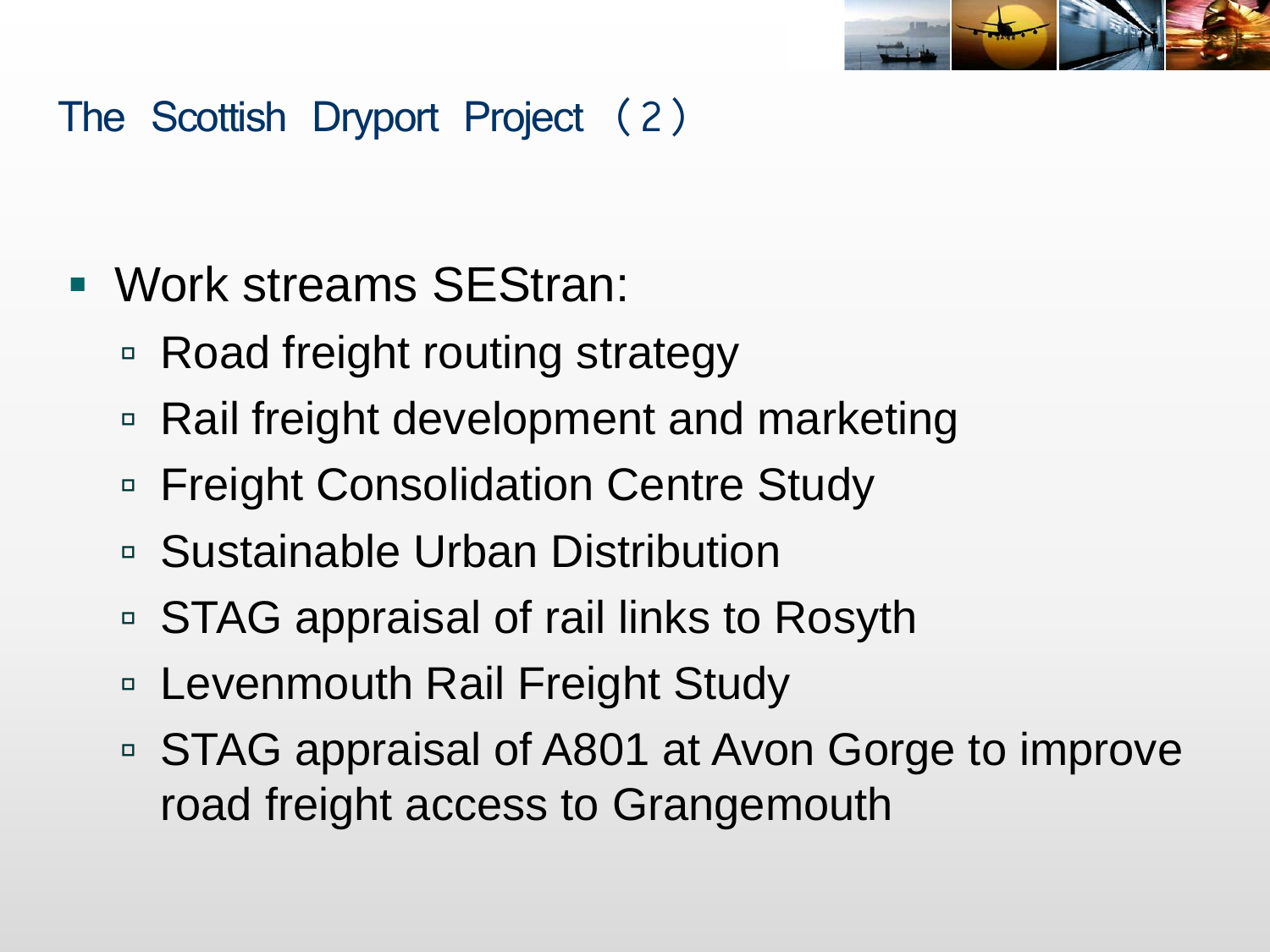## The Scottish Dryport Project （2）

- Work streams SEStran:
  - Road freight routing strategy
  - Rail freight development and marketing
  - Freight Consolidation Centre Study
  - Sustainable Urban Distribution
  - STAG appraisal of rail links to Rosyth
  - Levenmouth Rail Freight Study
  - STAG appraisal of A801 at Avon Gorge to improve road freight access to Grangemouth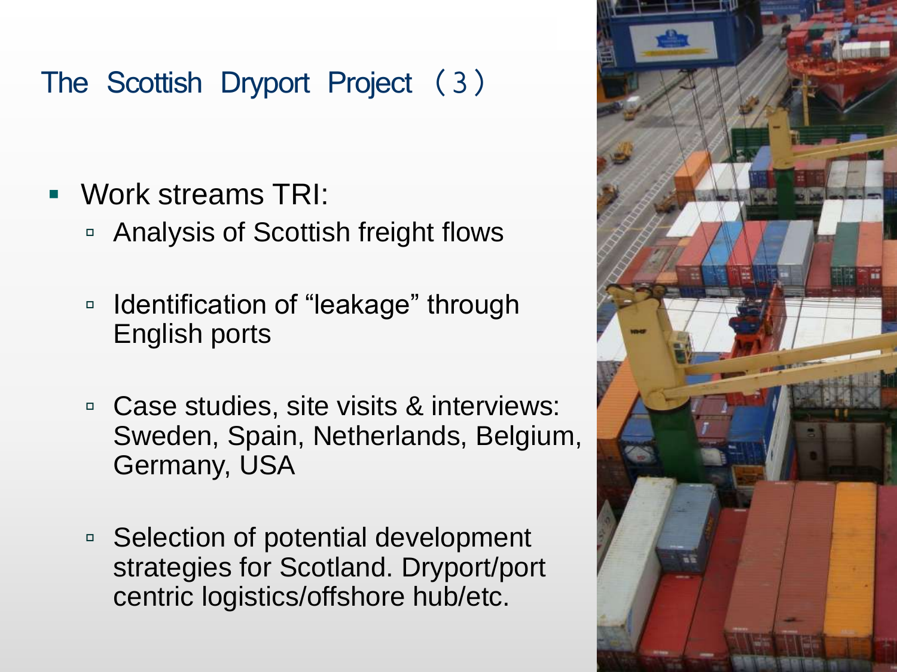# The Scottish Dryport Project （3）

- Work streams TRI:
  - Analysis of Scottish freight flows
  - Identification of “leakage” through English ports
  - Case studies, site visits & interviews: Sweden, Spain, Netherlands, Belgium, Germany, USA
  - Selection of potential development strategies for Scotland. Dryport/port centric logistics/offshore hub/etc.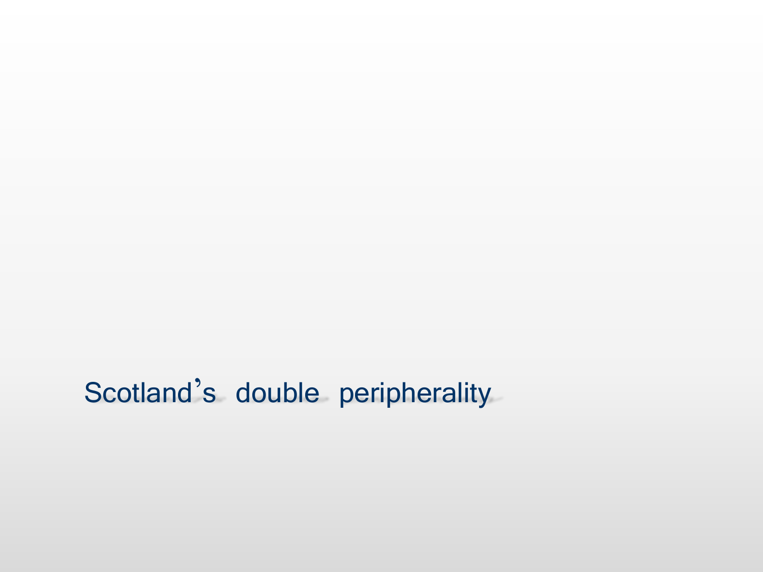# Scotland's double peripherality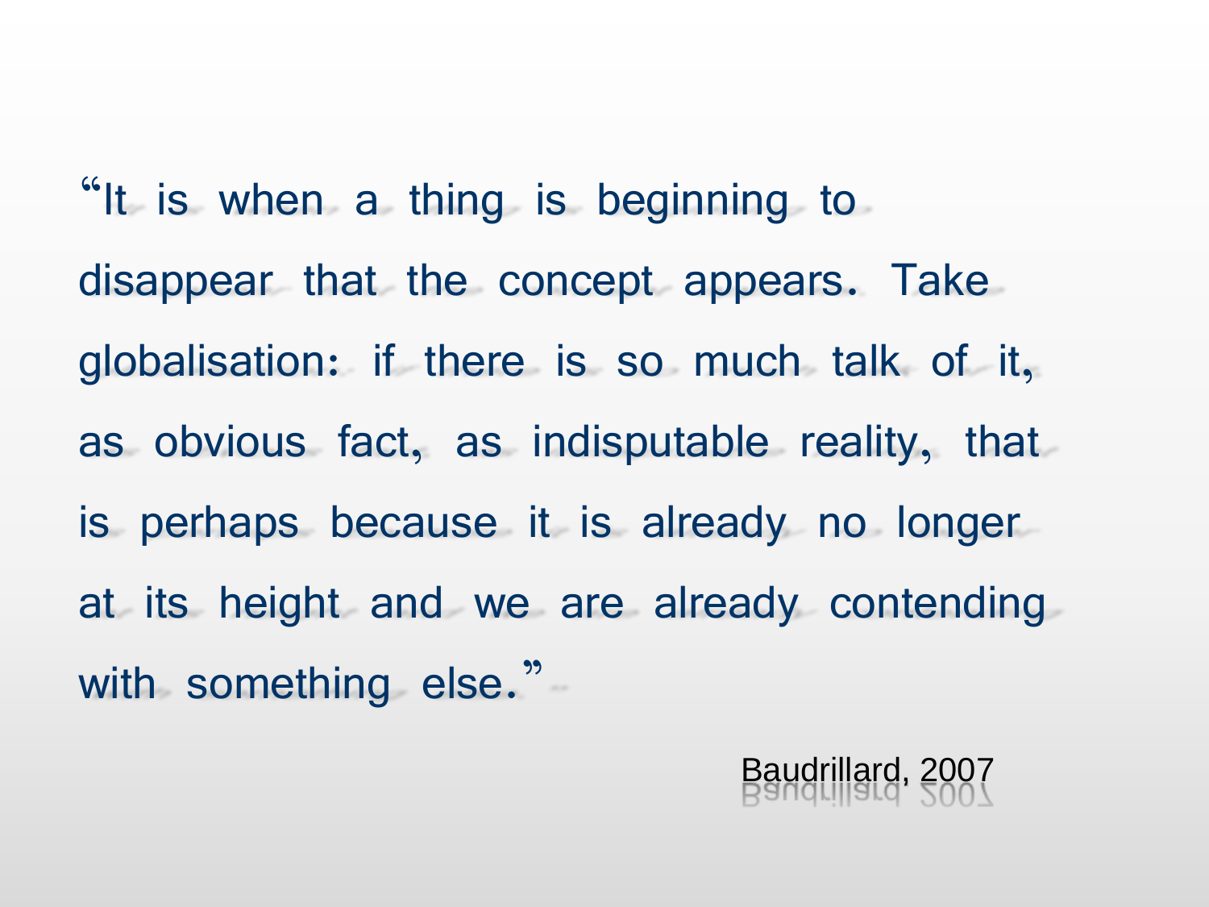"It is when a thing is beginning to disappear that the concept appears. Take globalisation: if there is so much talk of it, as obvious fact, as indisputable reality, that is perhaps because it is already no longer at its height and we are already contending with something else."

Baudrillard, 2007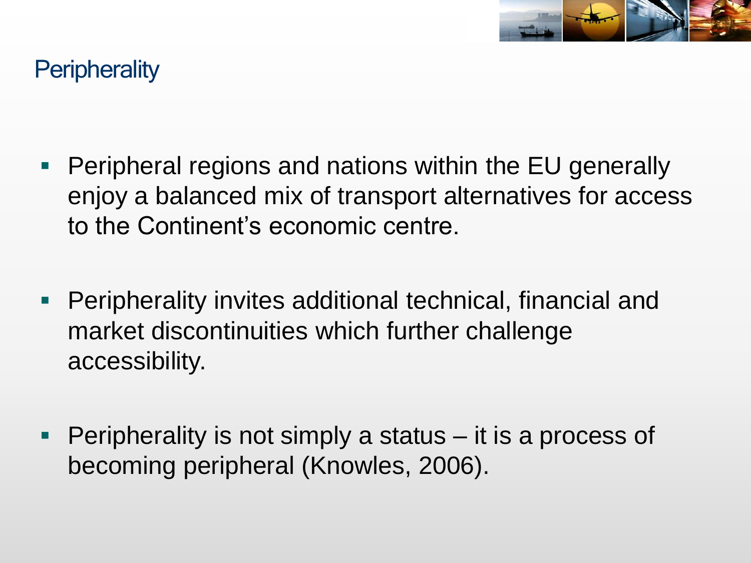## Peripherality

- Peripheral regions and nations within the EU generally enjoy a balanced mix of transport alternatives for access to the Continent's economic centre.
- Peripherality invites additional technical, financial and market discontinuities which further challenge accessibility.
- Peripherality is not simply a status – it is a process of becoming peripheral (Knowles, 2006).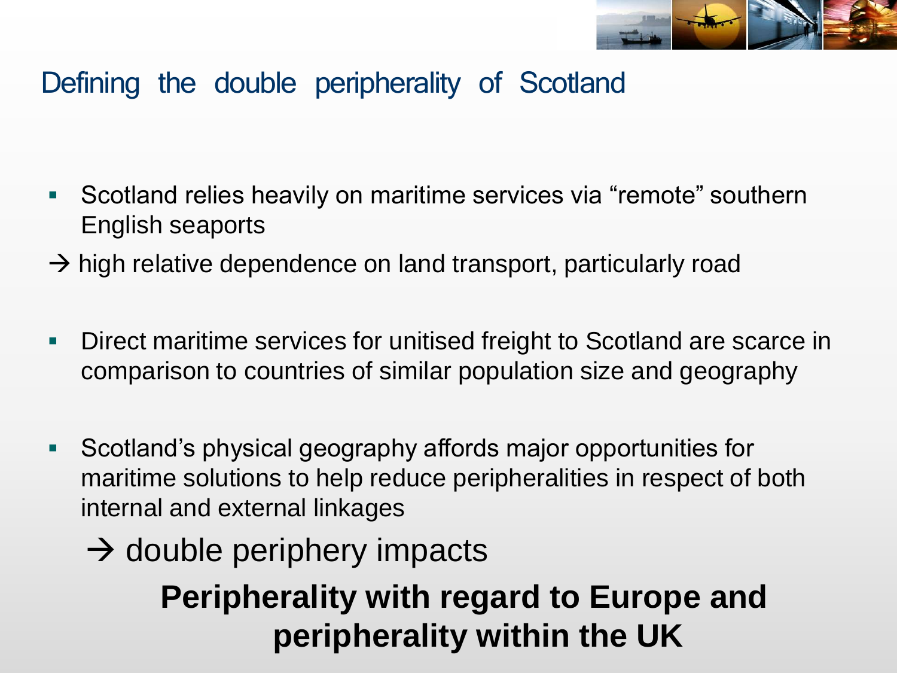# Defining the double peripherality of Scotland

- Scotland relies heavily on maritime services via "remote" southern English seaports

→ high relative dependence on land transport, particularly road

- Direct maritime services for unitised freight to Scotland are scarce in comparison to countries of similar population size and geography

- Scotland's physical geography affords major opportunities for maritime solutions to help reduce peripheralities in respect of both internal and external linkages

  → double periphery impacts

**Peripherality with regard to Europe and peripherality within the UK**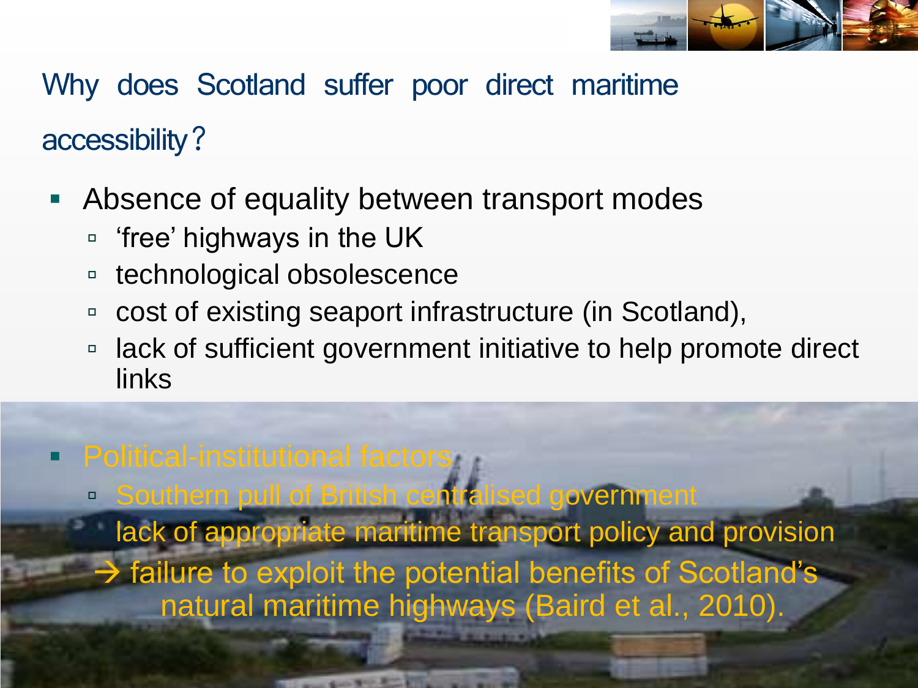## Why does Scotland suffer poor direct maritime accessibility?

- Absence of equality between transport modes
  - ‘free’ highways in the UK
  - technological obsolescence
  - cost of existing seaport infrastructure (in Scotland),
  - lack of sufficient government initiative to help promote direct links
- Political-institutional factors
  - Southern pull of British centralised government
  - lack of appropriate maritime transport policy and provision

→ failure to exploit the potential benefits of Scotland’s natural maritime highways (Baird et al., 2010).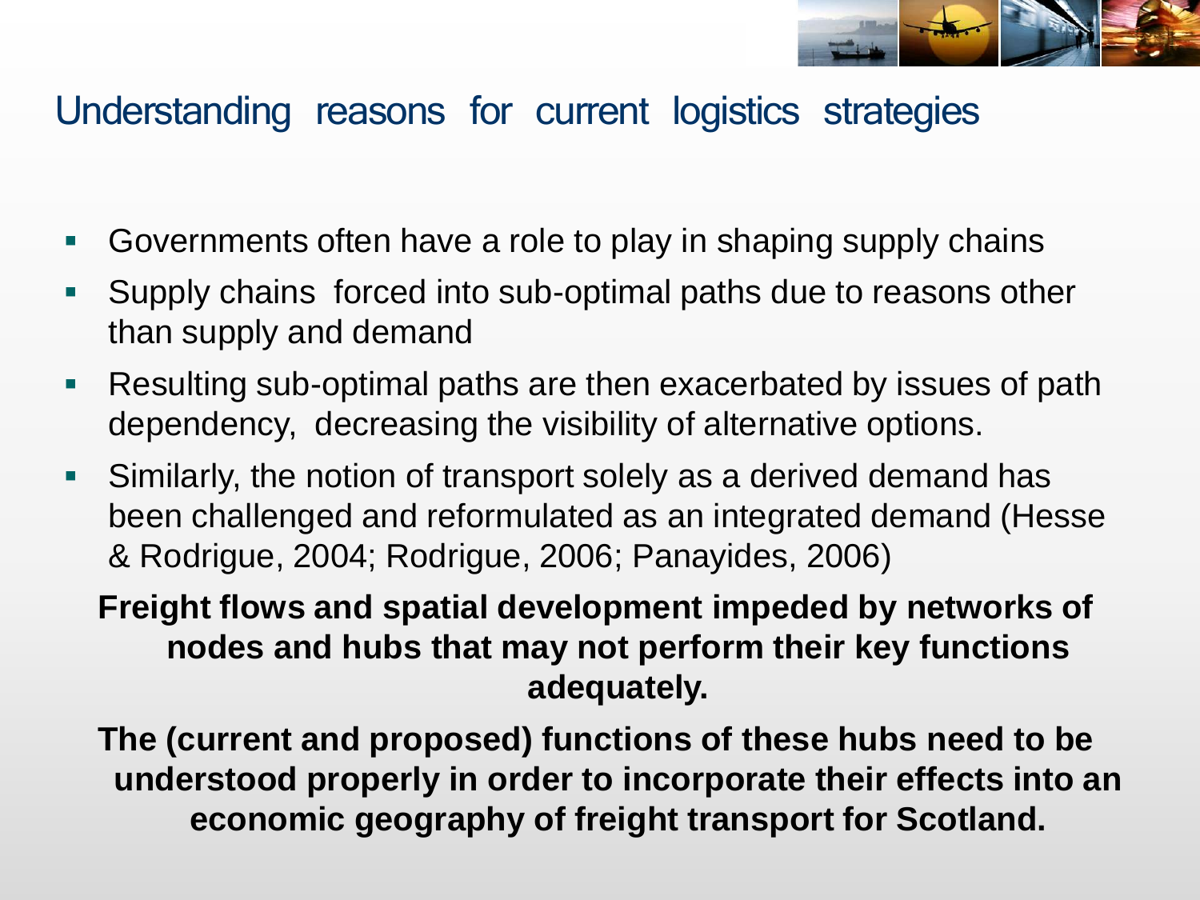# Understanding reasons for current logistics strategies

- Governments often have a role to play in shaping supply chains
- Supply chains forced into sub-optimal paths due to reasons other than supply and demand
- Resulting sub-optimal paths are then exacerbated by issues of path dependency, decreasing the visibility of alternative options.
- Similarly, the notion of transport solely as a derived demand has been challenged and reformulated as an integrated demand (Hesse & Rodrigue, 2004; Rodrigue, 2006; Panayides, 2006)

**Freight flows and spatial development impeded by networks of nodes and hubs that may not perform their key functions adequately.**

**The (current and proposed) functions of these hubs need to be understood properly in order to incorporate their effects into an economic geography of freight transport for Scotland.**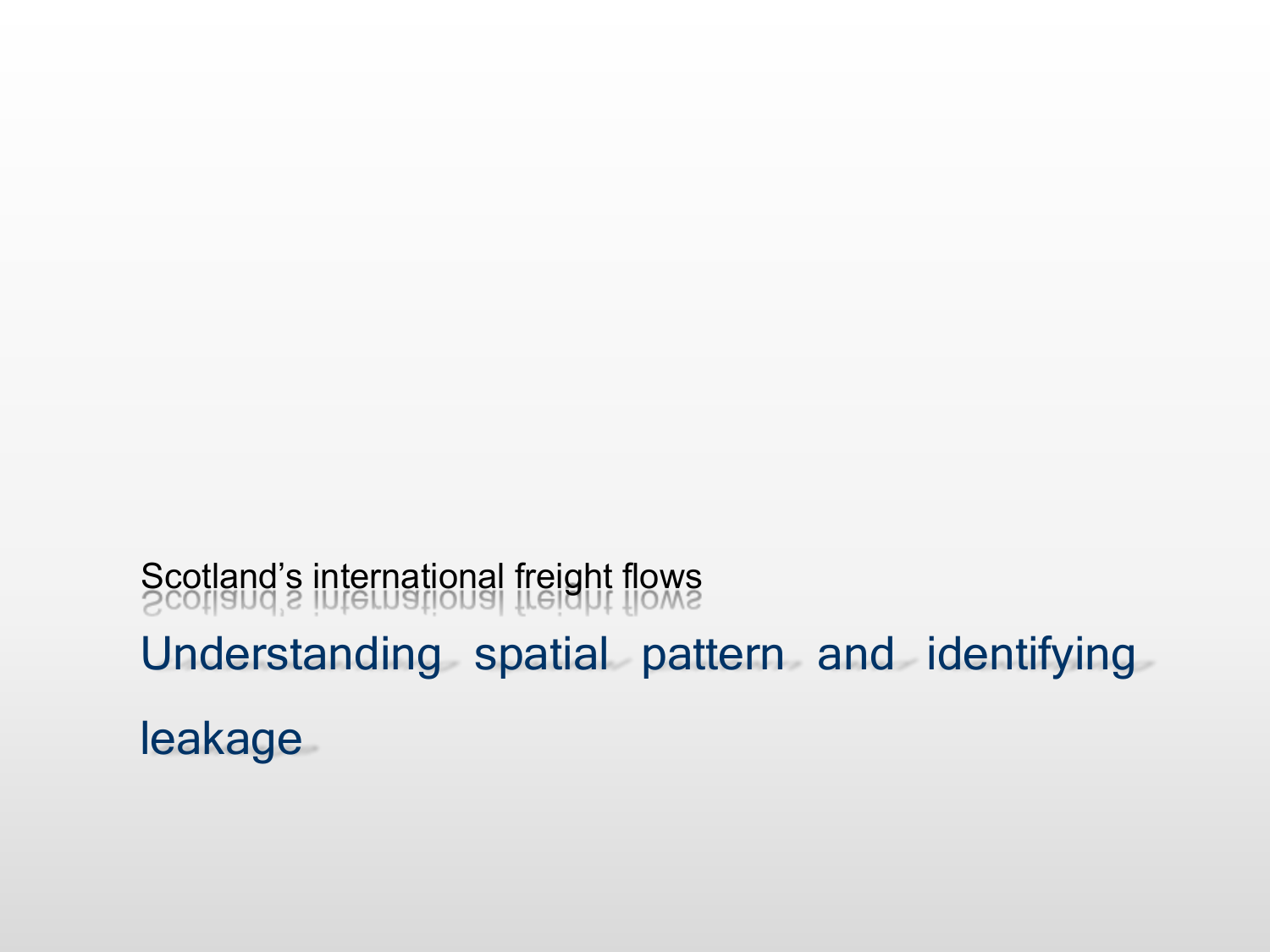Scotland's international freight flows

# Understanding spatial pattern and identifying leakage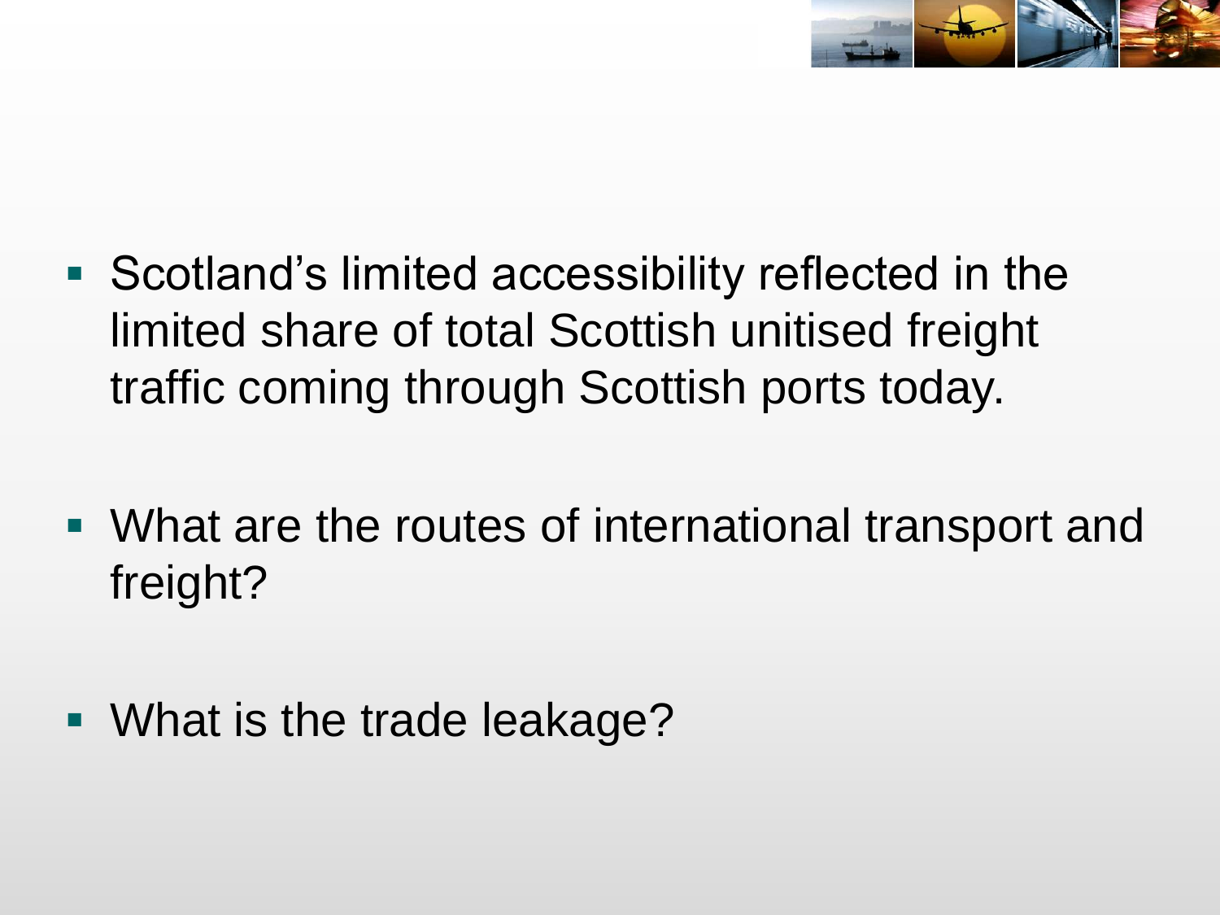- Scotland's limited accessibility reflected in the limited share of total Scottish unitised freight traffic coming through Scottish ports today.

- What are the routes of international transport and freight?

- What is the trade leakage?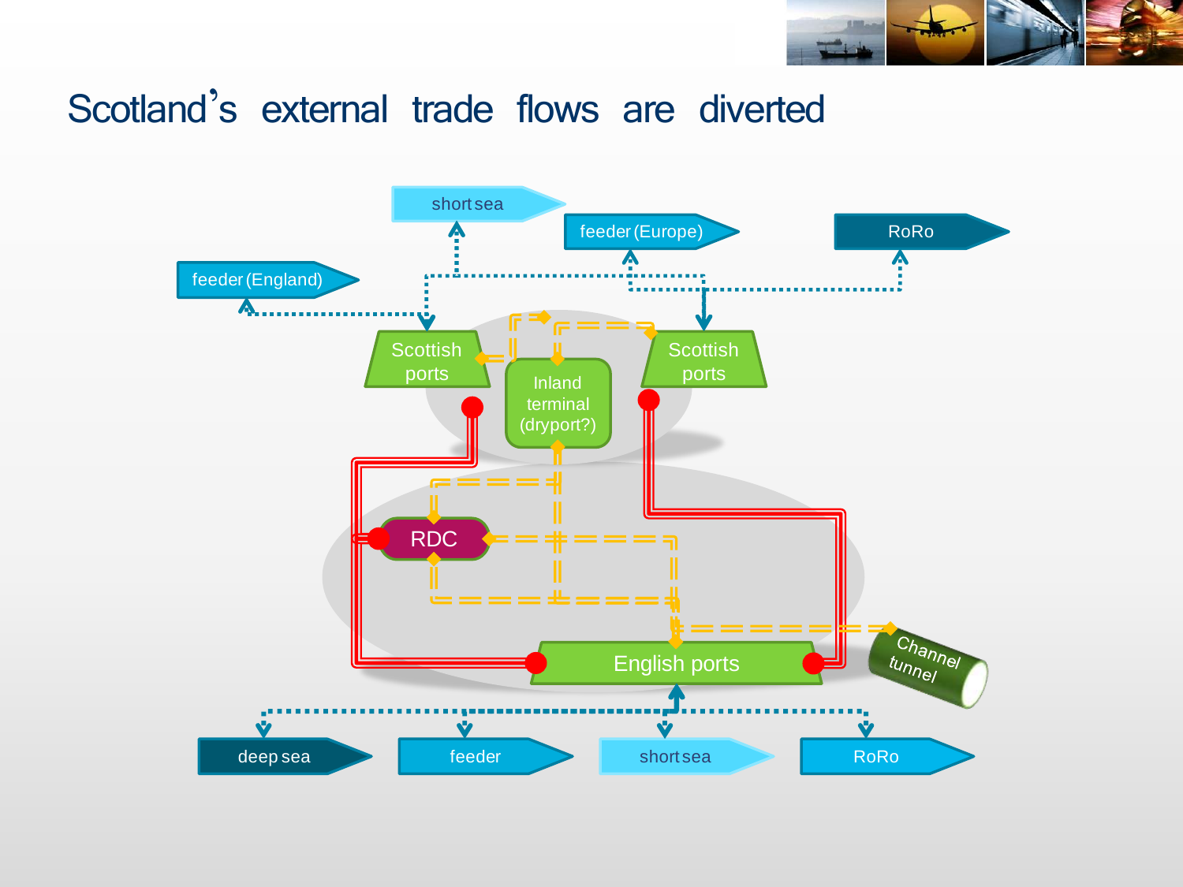# Scotland's external trade flows are diverted

short sea

feeder (Europe)

RoRo

feeder (England)

Scottish ports

Inland terminal (dryport?)

Scottish ports

RDC

English ports

Channel tunnel

deep sea

feeder

short sea

RoRo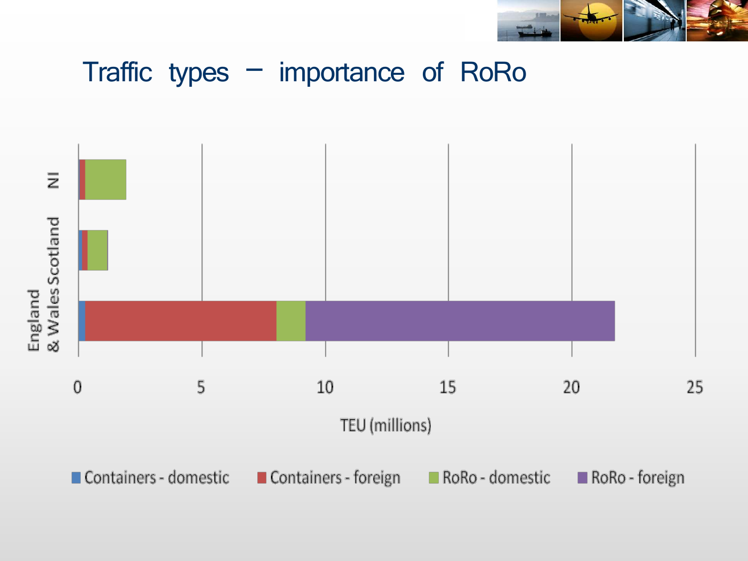# Traffic types – importance of RoRo

NI

Scotland

England & Wales

0 5 10 15 20 25

TEU (millions)

Containers - domestic | Containers - foreign | RoRo - domestic | RoRo - foreign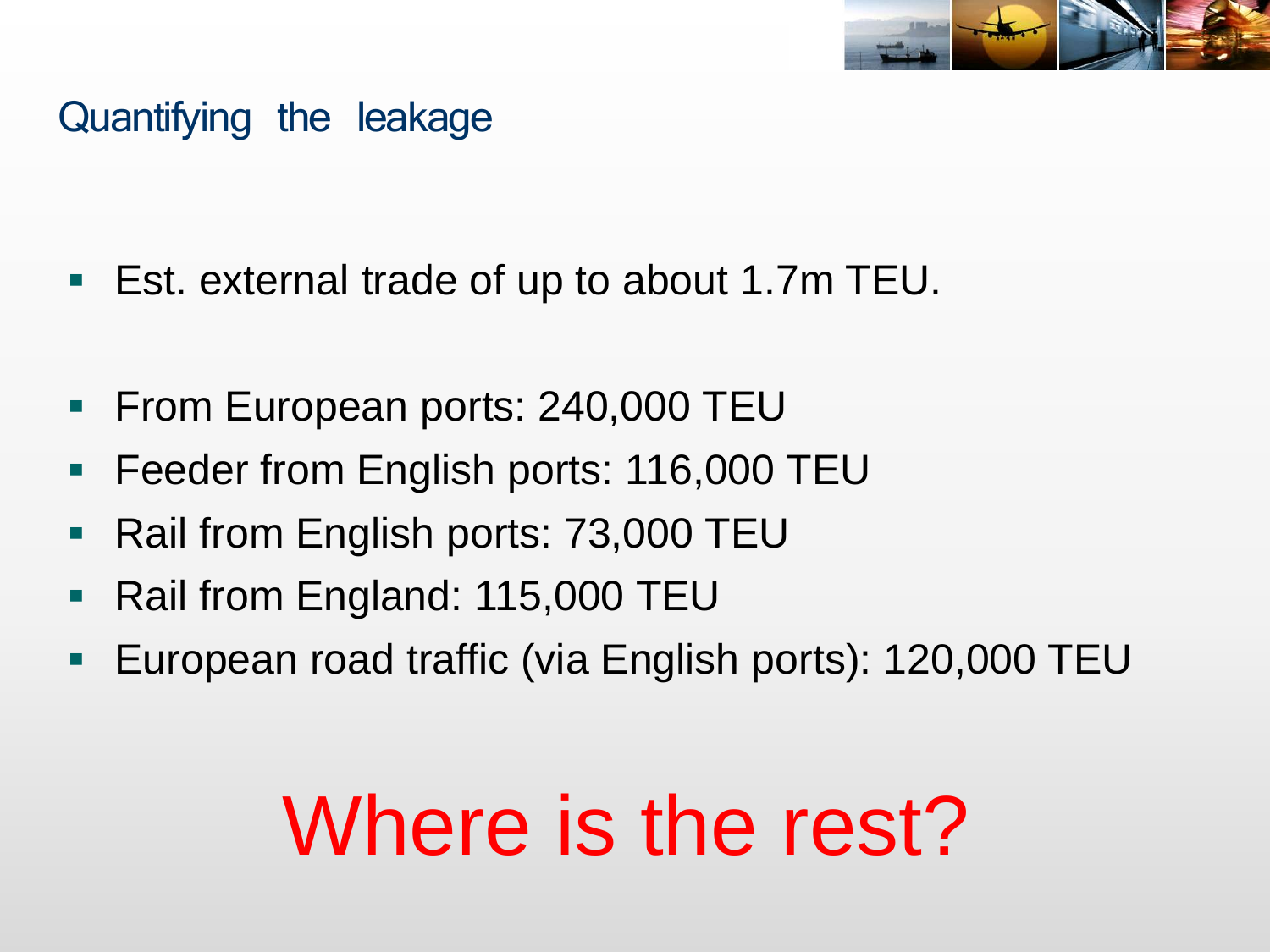## Quantifying the leakage

- Est. external trade of up to about 1.7m TEU.

- From European ports: 240,000 TEU
- Feeder from English ports: 116,000 TEU
- Rail from English ports: 73,000 TEU
- Rail from England: 115,000 TEU
- European road traffic (via English ports): 120,000 TEU

# Where is the rest?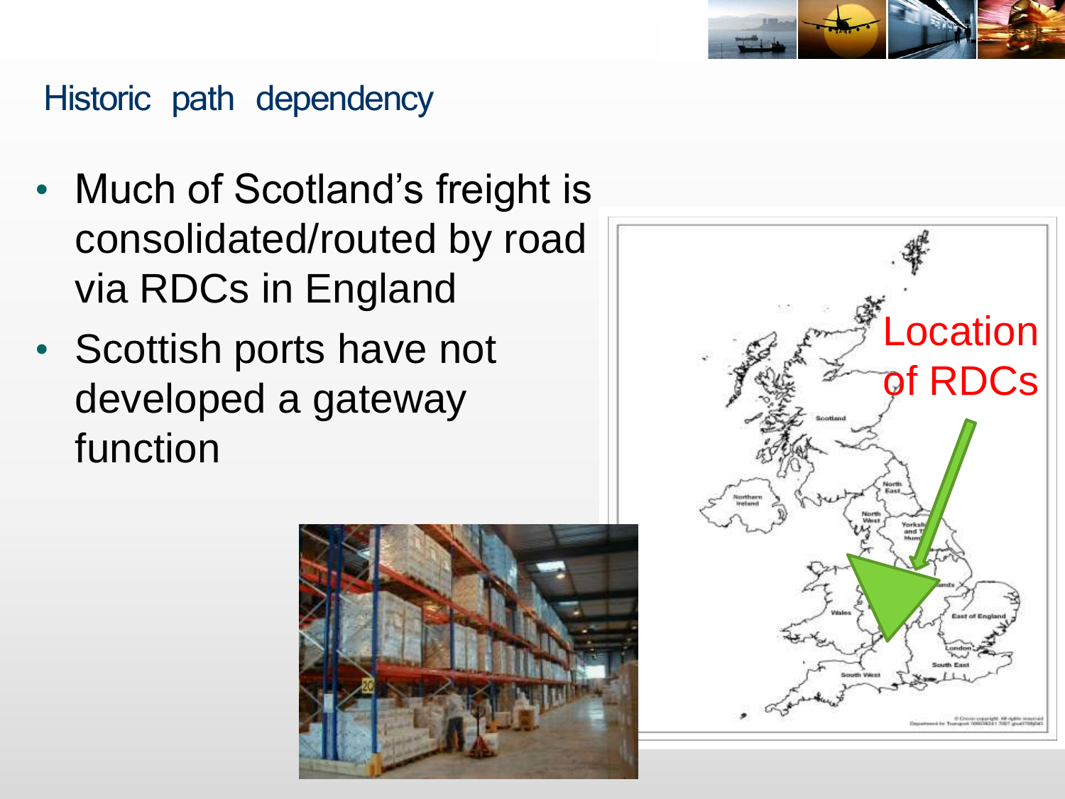## Historic path dependency

- Much of Scotland's freight is consolidated/routed by road via RDCs in England
- Scottish ports have not developed a gateway function

Location of RDCs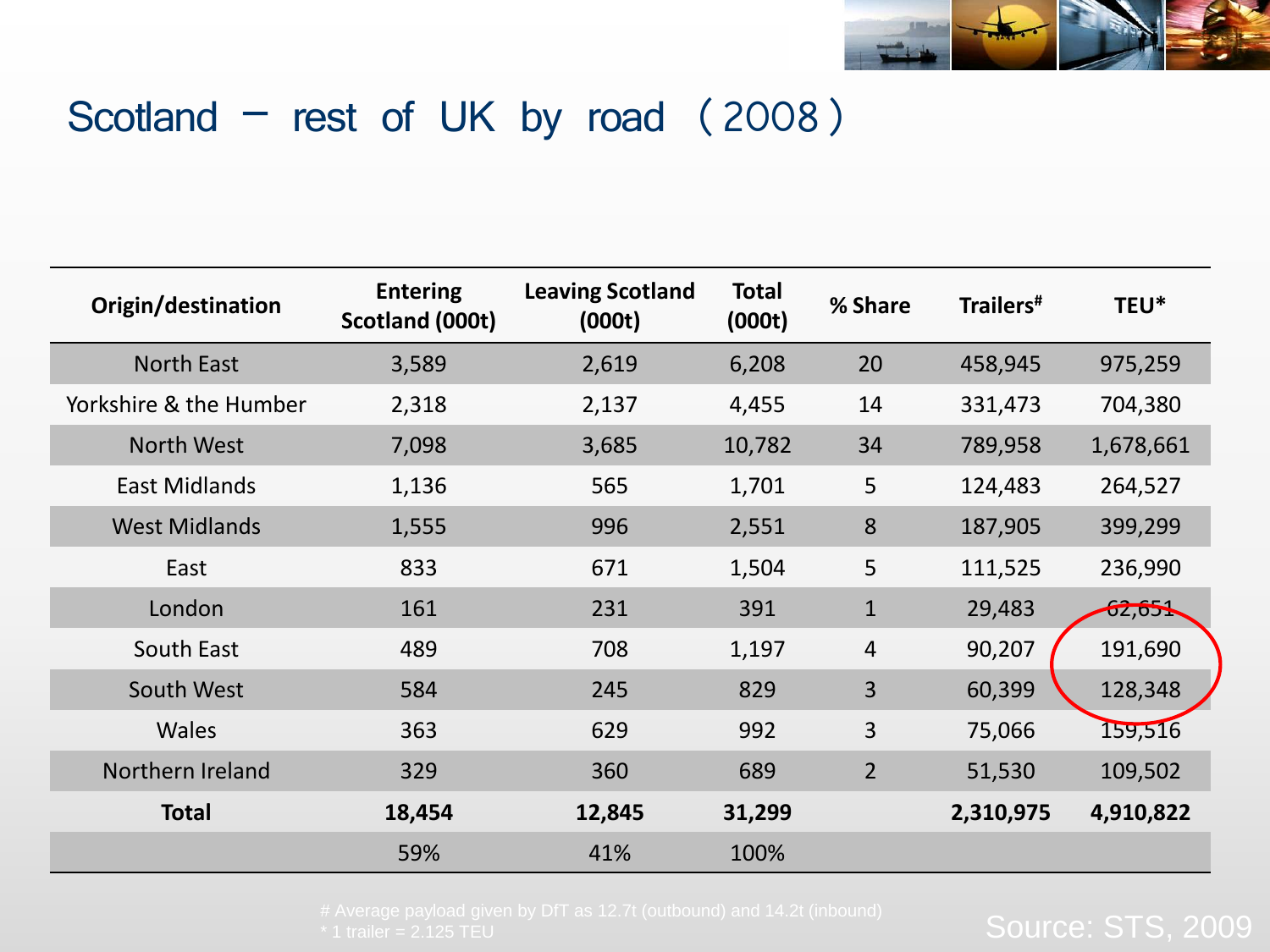# Scotland – rest of UK by road (2008)

| Origin/destination | Entering Scotland (000t) | Leaving Scotland (000t) | Total (000t) | % Share | Trailers# | TEU* |
|---|---|---|---|---|---|---|
| North East | 3,589 | 2,619 | 6,208 | 20 | 458,945 | 975,259 |
| Yorkshire & the Humber | 2,318 | 2,137 | 4,455 | 14 | 331,473 | 704,380 |
| North West | 7,098 | 3,685 | 10,782 | 34 | 789,958 | 1,678,661 |
| East Midlands | 1,136 | 565 | 1,701 | 5 | 124,483 | 264,527 |
| West Midlands | 1,555 | 996 | 2,551 | 8 | 187,905 | 399,299 |
| East | 833 | 671 | 1,504 | 5 | 111,525 | 236,990 |
| London | 161 | 231 | 391 | 1 | 29,483 | 62,651 |
| South East | 489 | 708 | 1,197 | 4 | 90,207 | 191,690 |
| South West | 584 | 245 | 829 | 3 | 60,399 | 128,348 |
| Wales | 363 | 629 | 992 | 3 | 75,066 | 159,516 |
| Northern Ireland | 329 | 360 | 689 | 2 | 51,530 | 109,502 |
| **Total** | **18,454** | **12,845** | **31,299** | | **2,310,975** | **4,910,822** |
| | 59% | 41% | 100% | | | |

# Average payload given by DfT as 12.7t (outbound) and 14.2t (inbound)

* 1 trailer = 2.125 TEU

Source: STS, 2009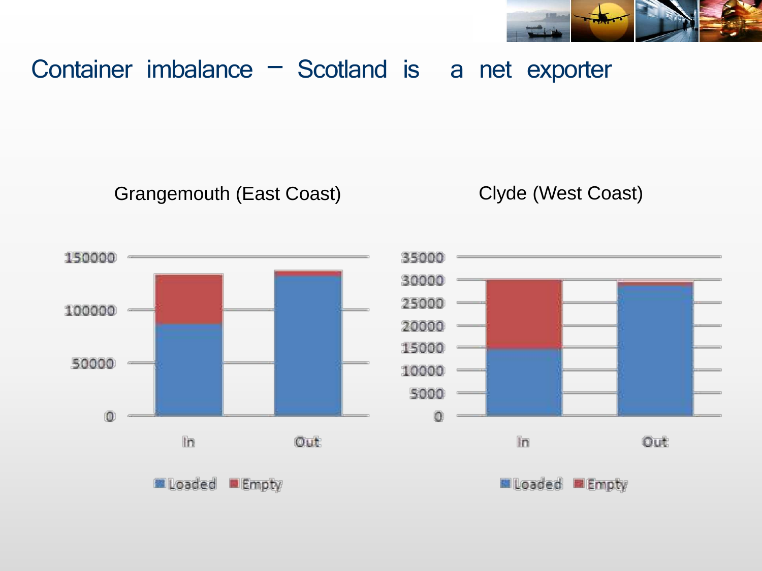# Container imbalance – Scotland is a net exporter

Grangemouth (East Coast)

Clyde (West Coast)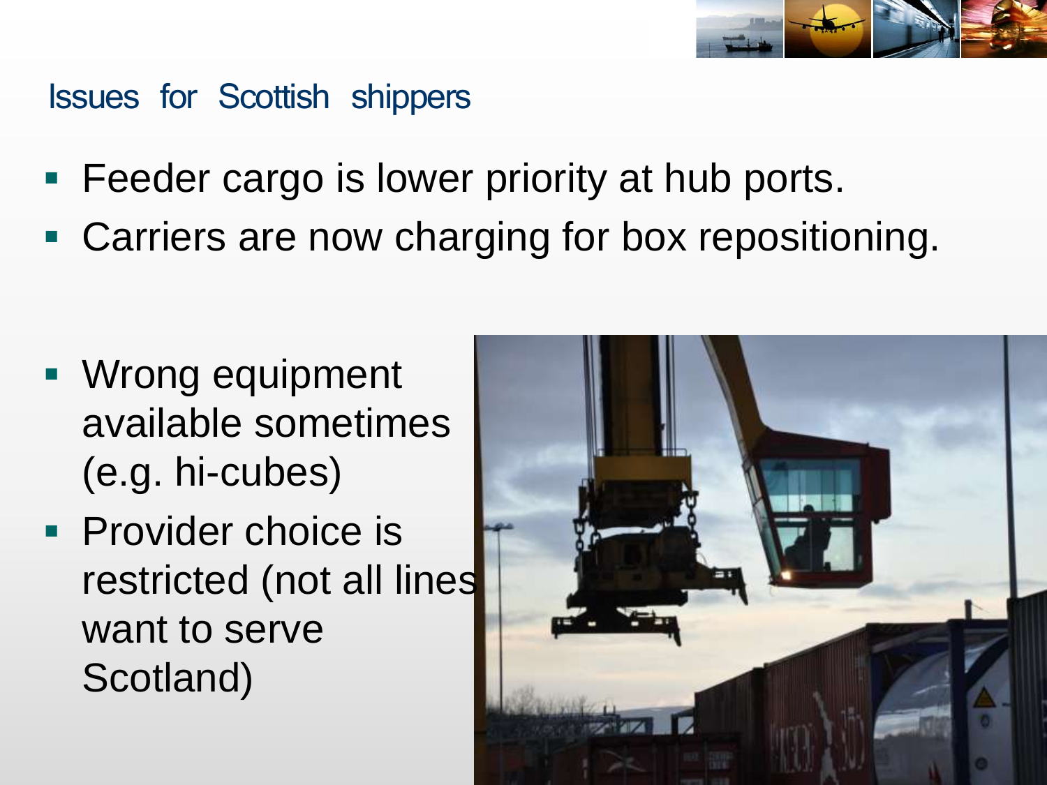## Issues for Scottish shippers

- Feeder cargo is lower priority at hub ports.
- Carriers are now charging for box repositioning.

- Wrong equipment available sometimes (e.g. hi-cubes)
- Provider choice is restricted (not all lines want to serve Scotland)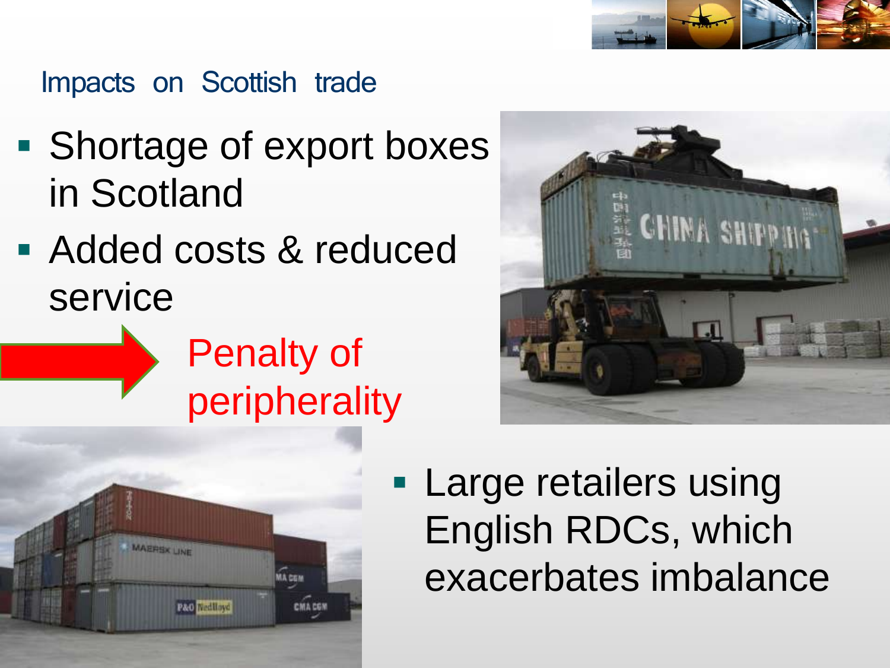## Impacts on Scottish trade

- Shortage of export boxes in Scotland
- Added costs & reduced service

Penalty of peripherality

- Large retailers using English RDCs, which exacerbates imbalance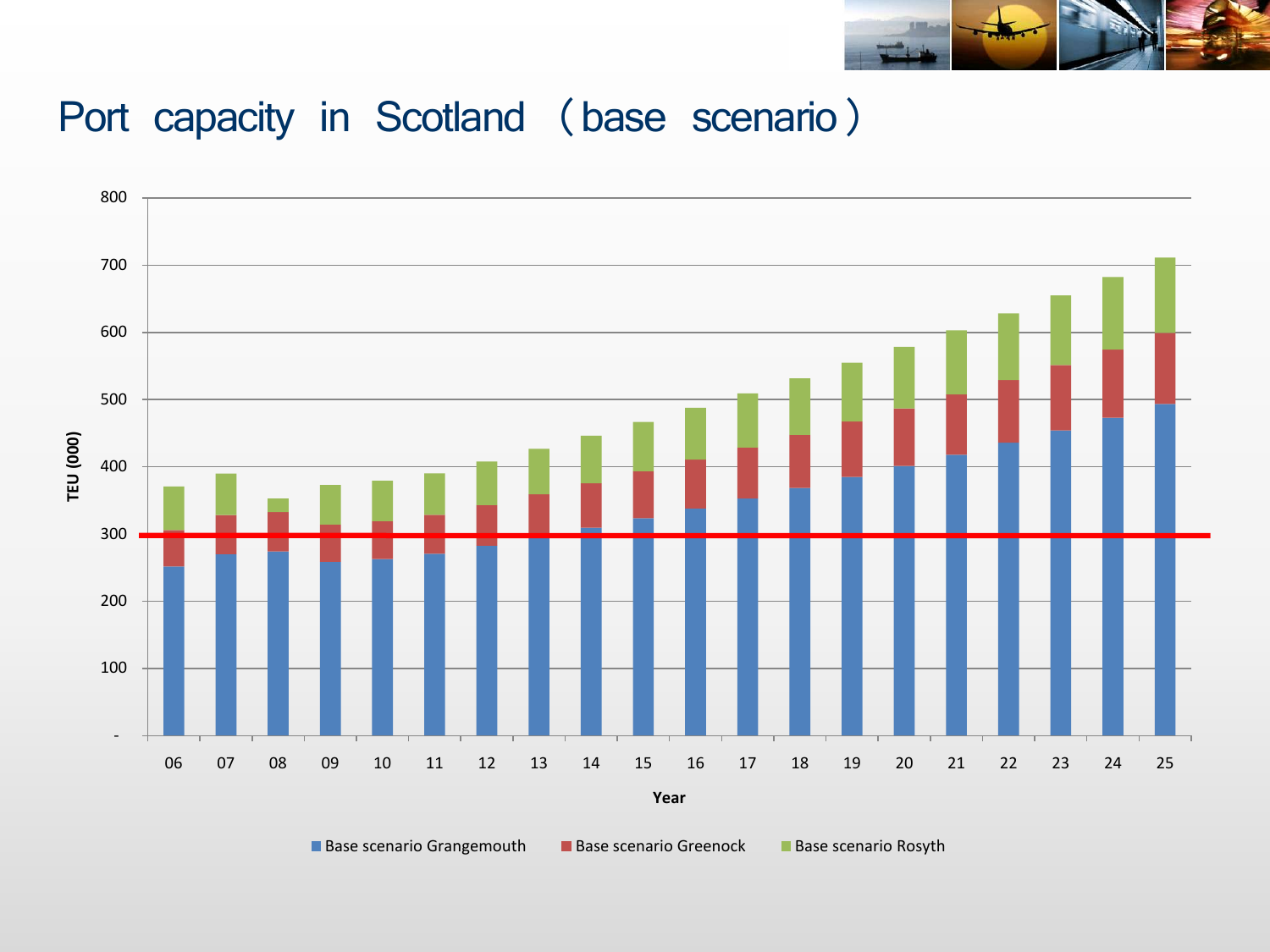# Port capacity in Scotland （base scenario）

TEU (000)

800
700
600
500
400
300
200
100
-

06 07 08 09 10 11 12 13 14 15 16 17 18 19 20 21 22 23 24 25

Year

Base scenario Grangemouth | Base scenario Greenock | Base scenario Rosyth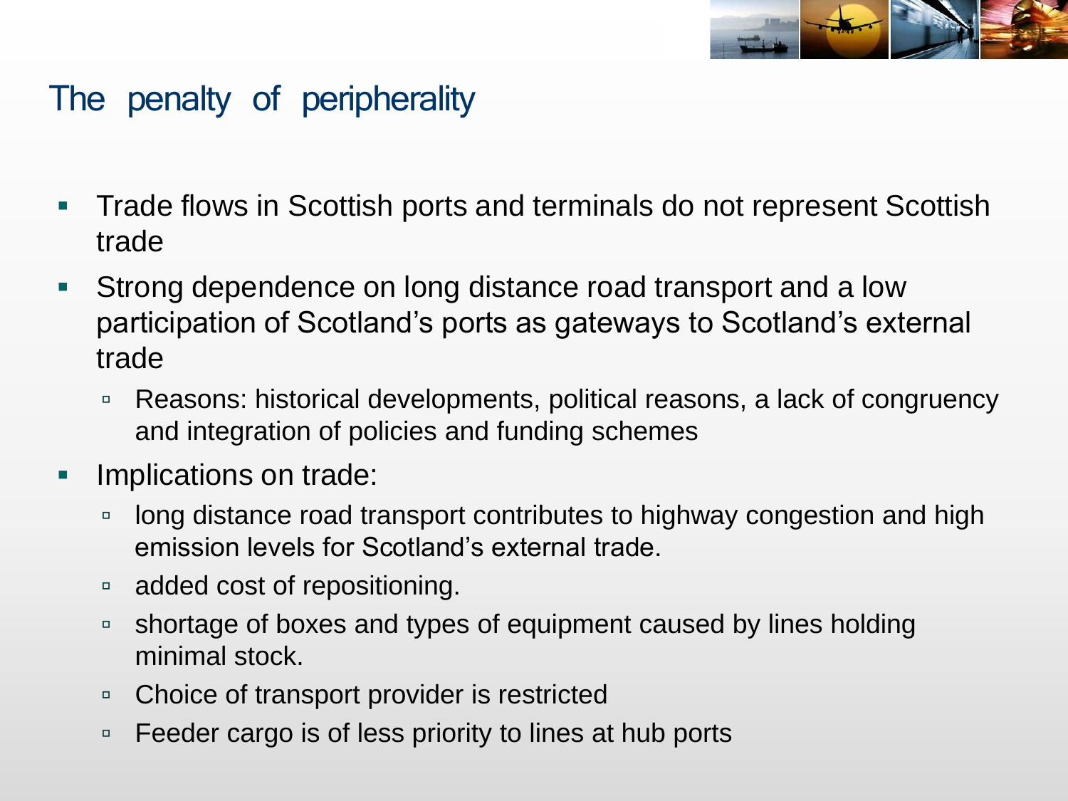# The penalty of peripherality

- Trade flows in Scottish ports and terminals do not represent Scottish trade
- Strong dependence on long distance road transport and a low participation of Scotland's ports as gateways to Scotland's external trade
  - Reasons: historical developments, political reasons, a lack of congruency and integration of policies and funding schemes
- Implications on trade:
  - long distance road transport contributes to highway congestion and high emission levels for Scotland's external trade.
  - added cost of repositioning.
  - shortage of boxes and types of equipment caused by lines holding minimal stock.
  - Choice of transport provider is restricted
  - Feeder cargo is of less priority to lines at hub ports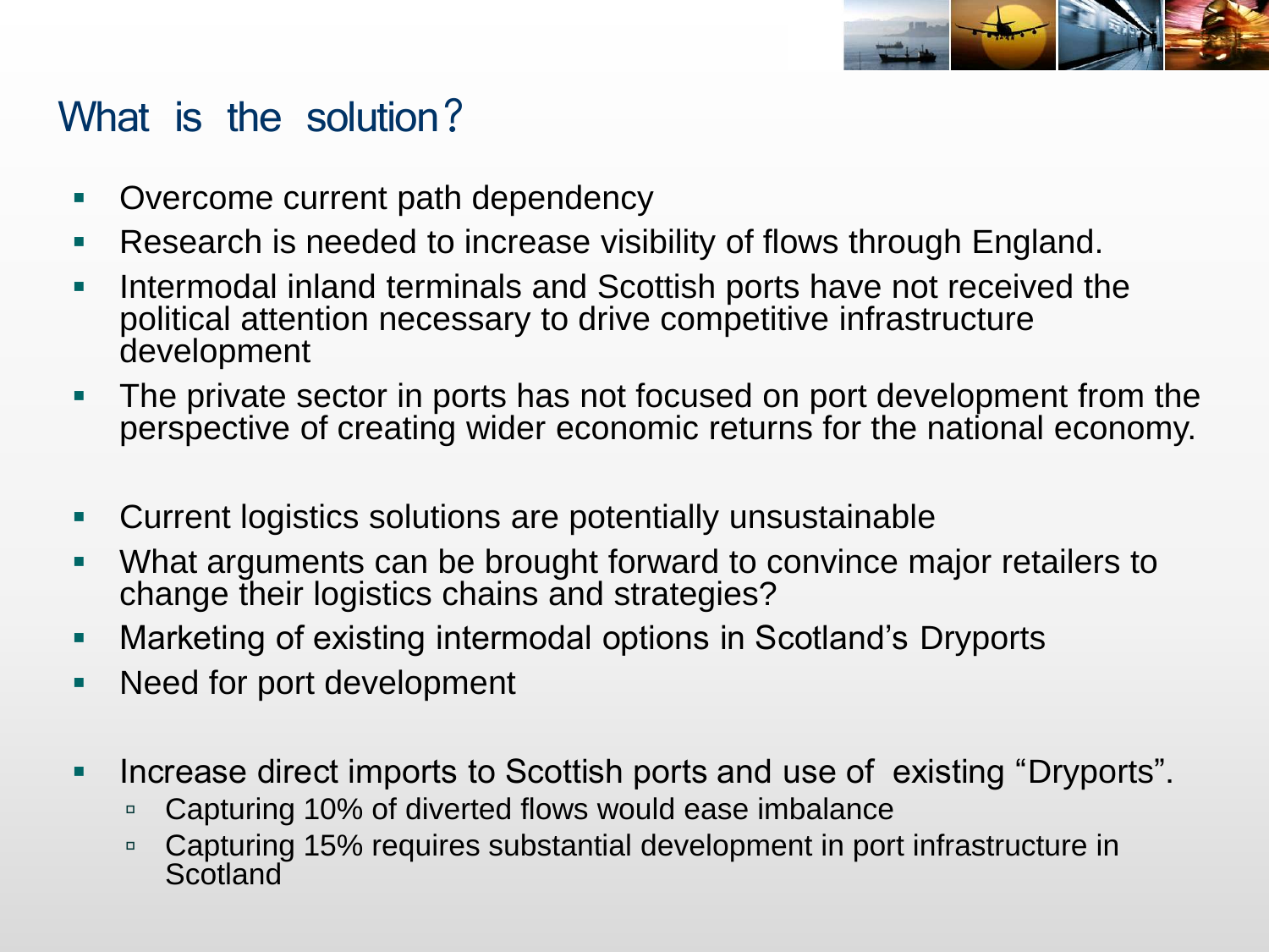## What is the solution?

- Overcome current path dependency
- Research is needed to increase visibility of flows through England.
- Intermodal inland terminals and Scottish ports have not received the political attention necessary to drive competitive infrastructure development
- The private sector in ports has not focused on port development from the perspective of creating wider economic returns for the national economy.

- Current logistics solutions are potentially unsustainable
- What arguments can be brought forward to convince major retailers to change their logistics chains and strategies?
- Marketing of existing intermodal options in Scotland's Dryports
- Need for port development

- Increase direct imports to Scottish ports and use of existing "Dryports".
  - Capturing 10% of diverted flows would ease imbalance
  - Capturing 15% requires substantial development in port infrastructure in Scotland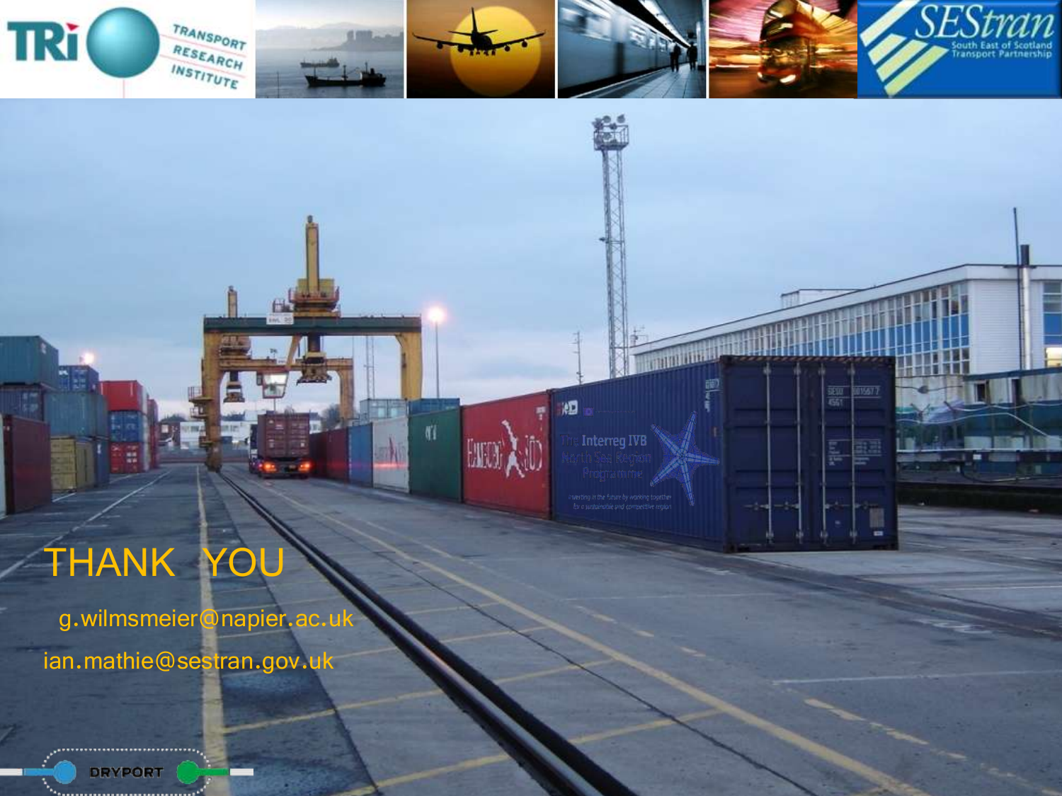THANK YOU

g.wilmsmeier@napier.ac.uk

ian.mathie@sestran.gov.uk